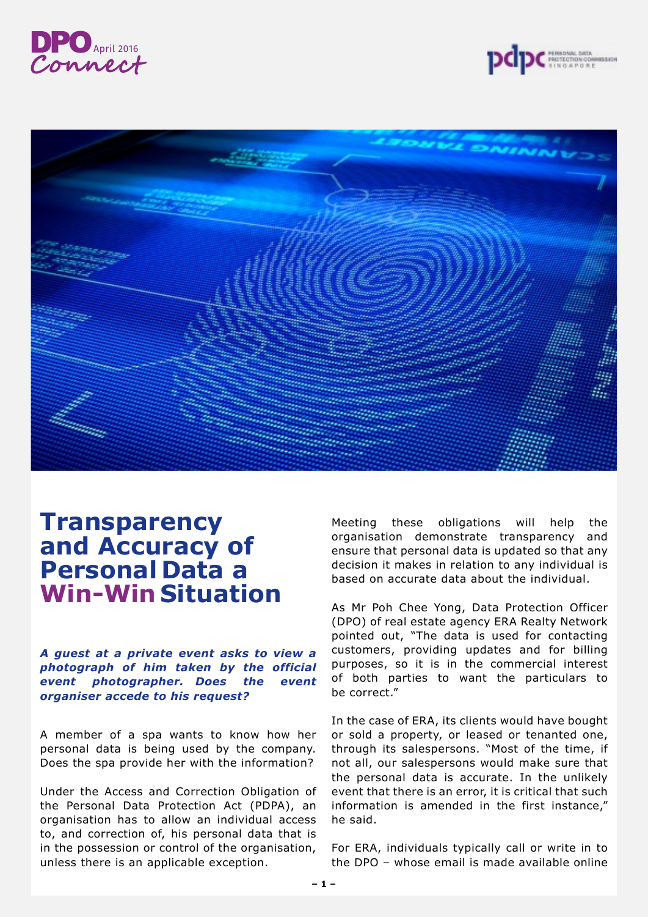DPO Connect April 2016

# Transparency and Accuracy of Personal Data a Win-Win Situation

***A guest at a private event asks to view a photograph of him taken by the official event photographer. Does the event organiser accede to his request?***

A member of a spa wants to know how her personal data is being used by the company. Does the spa provide her with the information?

Under the Access and Correction Obligation of the Personal Data Protection Act (PDPA), an organisation has to allow an individual access to, and correction of, his personal data that is in the possession or control of the organisation, unless there is an applicable exception.

Meeting these obligations will help the organisation demonstrate transparency and ensure that personal data is updated so that any decision it makes in relation to any individual is based on accurate data about the individual.

As Mr Poh Chee Yong, Data Protection Officer (DPO) of real estate agency ERA Realty Network pointed out, "The data is used for contacting customers, providing updates and for billing purposes, so it is in the commercial interest of both parties to want the particulars to be correct."

In the case of ERA, its clients would have bought or sold a property, or leased or tenanted one, through its salespersons. "Most of the time, if not all, our salespersons would make sure that the personal data is accurate. In the unlikely event that there is an error, it is critical that such information is amended in the first instance," he said.

For ERA, individuals typically call or write in to the DPO – whose email is made available online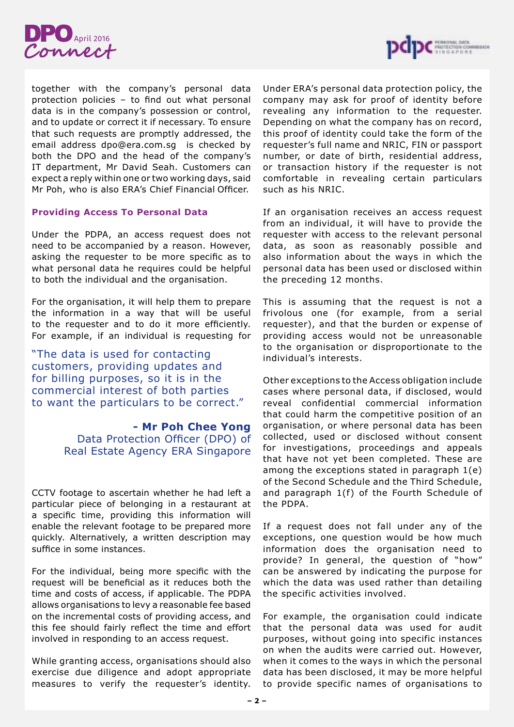together with the company's personal data protection policies – to find out what personal data is in the company's possession or control, and to update or correct it if necessary. To ensure that such requests are promptly addressed, the email address dpo@era.com.sg is checked by both the DPO and the head of the company's IT department, Mr David Seah. Customers can expect a reply within one or two working days, said Mr Poh, who is also ERA's Chief Financial Officer.

### Providing Access To Personal Data

Under the PDPA, an access request does not need to be accompanied by a reason. However, asking the requester to be more specific as to what personal data he requires could be helpful to both the individual and the organisation.

For the organisation, it will help them to prepare the information in a way that will be useful to the requester and to do it more efficiently. For example, if an individual is requesting for CCTV footage to ascertain whether he had left a particular piece of belonging in a restaurant at a specific time, providing this information will enable the relevant footage to be prepared more quickly. Alternatively, a written description may suffice in some instances.

> "The data is used for contacting customers, providing updates and for billing purposes, so it is in the commercial interest of both parties to want the particulars to be correct."
>
> **- Mr Poh Chee Yong**
> Data Protection Officer (DPO) of Real Estate Agency ERA Singapore

For the individual, being more specific with the request will be beneficial as it reduces both the time and costs of access, if applicable. The PDPA allows organisations to levy a reasonable fee based on the incremental costs of providing access, and this fee should fairly reflect the time and effort involved in responding to an access request.

While granting access, organisations should also exercise due diligence and adopt appropriate measures to verify the requester's identity. Under ERA's personal data protection policy, the company may ask for proof of identity before revealing any information to the requester. Depending on what the company has on record, this proof of identity could take the form of the requester's full name and NRIC, FIN or passport number, or date of birth, residential address, or transaction history if the requester is not comfortable in revealing certain particulars such as his NRIC.

If an organisation receives an access request from an individual, it will have to provide the requester with access to the relevant personal data, as soon as reasonably possible and also information about the ways in which the personal data has been used or disclosed within the preceding 12 months.

This is assuming that the request is not a frivolous one (for example, from a serial requester), and that the burden or expense of providing access would not be unreasonable to the organisation or disproportionate to the individual's interests.

Other exceptions to the Access obligation include cases where personal data, if disclosed, would reveal confidential commercial information that could harm the competitive position of an organisation, or where personal data has been collected, used or disclosed without consent for investigations, proceedings and appeals that have not yet been completed. These are among the exceptions stated in paragraph 1(e) of the Second Schedule and the Third Schedule, and paragraph 1(f) of the Fourth Schedule of the PDPA.

If a request does not fall under any of the exceptions, one question would be how much information does the organisation need to provide? In general, the question of "how" can be answered by indicating the purpose for which the data was used rather than detailing the specific activities involved.

For example, the organisation could indicate that the personal data was used for audit purposes, without going into specific instances on when the audits were carried out. However, when it comes to the ways in which the personal data has been disclosed, it may be more helpful to provide specific names of organisations to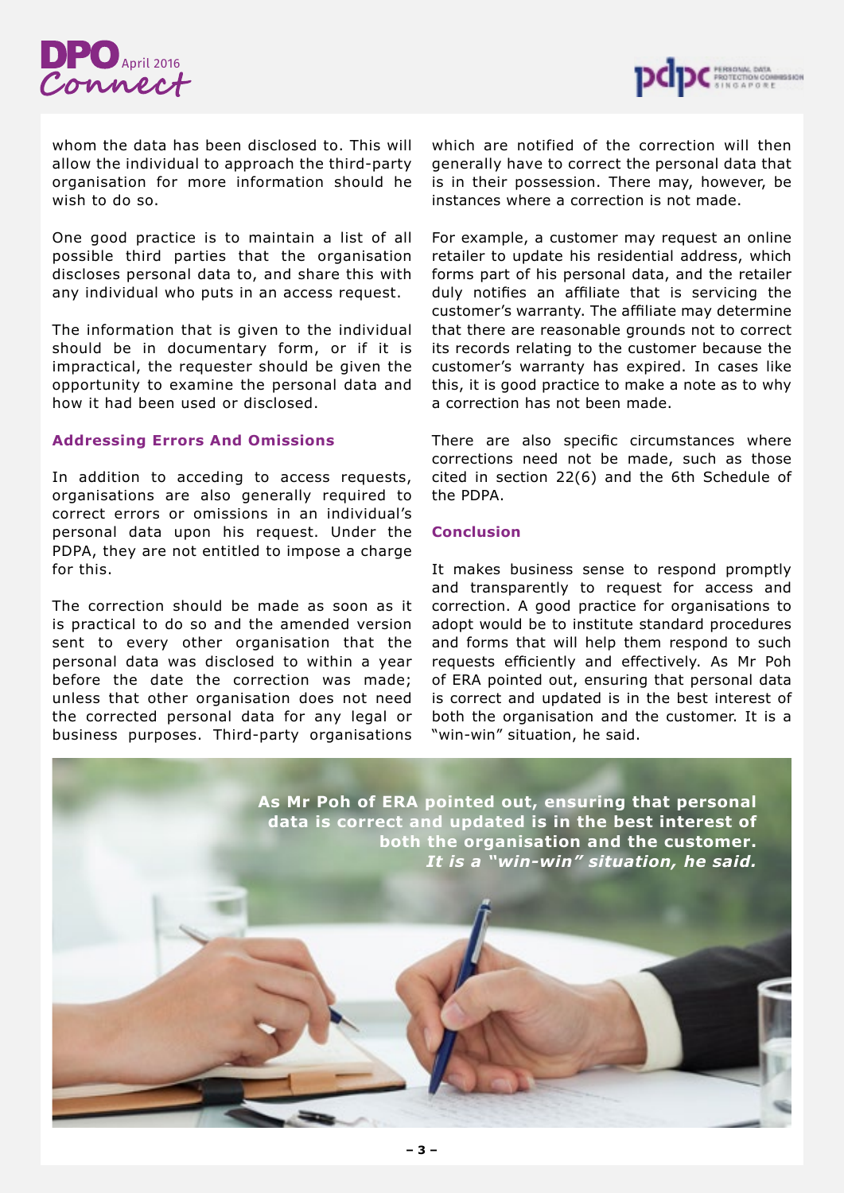whom the data has been disclosed to. This will allow the individual to approach the third-party organisation for more information should he wish to do so.

One good practice is to maintain a list of all possible third parties that the organisation discloses personal data to, and share this with any individual who puts in an access request.

The information that is given to the individual should be in documentary form, or if it is impractical, the requester should be given the opportunity to examine the personal data and how it had been used or disclosed.

### Addressing Errors And Omissions

In addition to acceding to access requests, organisations are also generally required to correct errors or omissions in an individual's personal data upon his request. Under the PDPA, they are not entitled to impose a charge for this.

The correction should be made as soon as it is practical to do so and the amended version sent to every other organisation that the personal data was disclosed to within a year before the date the correction was made; unless that other organisation does not need the corrected personal data for any legal or business purposes. Third-party organisations which are notified of the correction will then generally have to correct the personal data that is in their possession. There may, however, be instances where a correction is not made.

For example, a customer may request an online retailer to update his residential address, which forms part of his personal data, and the retailer duly notifies an affiliate that is servicing the customer's warranty. The affiliate may determine that there are reasonable grounds not to correct its records relating to the customer because the customer's warranty has expired. In cases like this, it is good practice to make a note as to why a correction has not been made.

There are also specific circumstances where corrections need not be made, such as those cited in section 22(6) and the 6th Schedule of the PDPA.

### Conclusion

It makes business sense to respond promptly and transparently to request for access and correction. A good practice for organisations to adopt would be to institute standard procedures and forms that will help them respond to such requests efficiently and effectively. As Mr Poh of ERA pointed out, ensuring that personal data is correct and updated is in the best interest of both the organisation and the customer. It is a "win-win" situation, he said.

**As Mr Poh of ERA pointed out, ensuring that personal data is correct and updated is in the best interest of both the organisation and the customer. *It is a "win-win" situation, he said.***